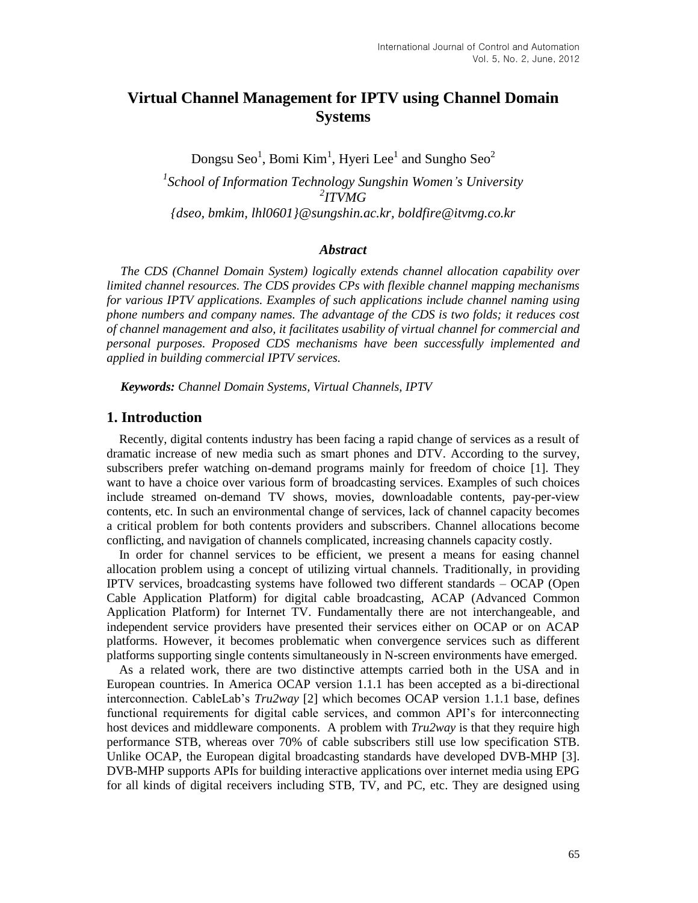# Virtual Channel Management for IPTV using Channel Domain Systems

Dongsu Seo[1], Bomi Kim[1], Hyeri Lee[1] and Sungho Seo[2]

[1]*School of Information Technology Sungshin Women's University*
[2]*ITVMG*
*{dseo, bmkim, lhl0601}@sungshin.ac.kr, boldfire@itvmg.co.kr*

### *Abstract*

*The CDS (Channel Domain System) logically extends channel allocation capability over limited channel resources. The CDS provides CPs with flexible channel mapping mechanisms for various IPTV applications. Examples of such applications include channel naming using phone numbers and company names. The advantage of the CDS is two folds; it reduces cost of channel management and also, it facilitates usability of virtual channel for commercial and personal purposes. Proposed CDS mechanisms have been successfully implemented and applied in building commercial IPTV services.*

***Keywords:*** *Channel Domain Systems, Virtual Channels, IPTV*

## 1. Introduction

Recently, digital contents industry has been facing a rapid change of services as a result of dramatic increase of new media such as smart phones and DTV. According to the survey, subscribers prefer watching on-demand programs mainly for freedom of choice [1]. They want to have a choice over various form of broadcasting services. Examples of such choices include streamed on-demand TV shows, movies, downloadable contents, pay-per-view contents, etc. In such an environmental change of services, lack of channel capacity becomes a critical problem for both contents providers and subscribers. Channel allocations become conflicting, and navigation of channels complicated, increasing channels capacity costly.

In order for channel services to be efficient, we present a means for easing channel allocation problem using a concept of utilizing virtual channels. Traditionally, in providing IPTV services, broadcasting systems have followed two different standards – OCAP (Open Cable Application Platform) for digital cable broadcasting, ACAP (Advanced Common Application Platform) for Internet TV. Fundamentally there are not interchangeable, and independent service providers have presented their services either on OCAP or on ACAP platforms. However, it becomes problematic when convergence services such as different platforms supporting single contents simultaneously in N-screen environments have emerged.

As a related work, there are two distinctive attempts carried both in the USA and in European countries. In America OCAP version 1.1.1 has been accepted as a bi-directional interconnection. CableLab's *Tru2way* [2] which becomes OCAP version 1.1.1 base, defines functional requirements for digital cable services, and common API's for interconnecting host devices and middleware components. A problem with *Tru2way* is that they require high performance STB, whereas over 70% of cable subscribers still use low specification STB. Unlike OCAP, the European digital broadcasting standards have developed DVB-MHP [3]. DVB-MHP supports APIs for building interactive applications over internet media using EPG for all kinds of digital receivers including STB, TV, and PC, etc. They are designed using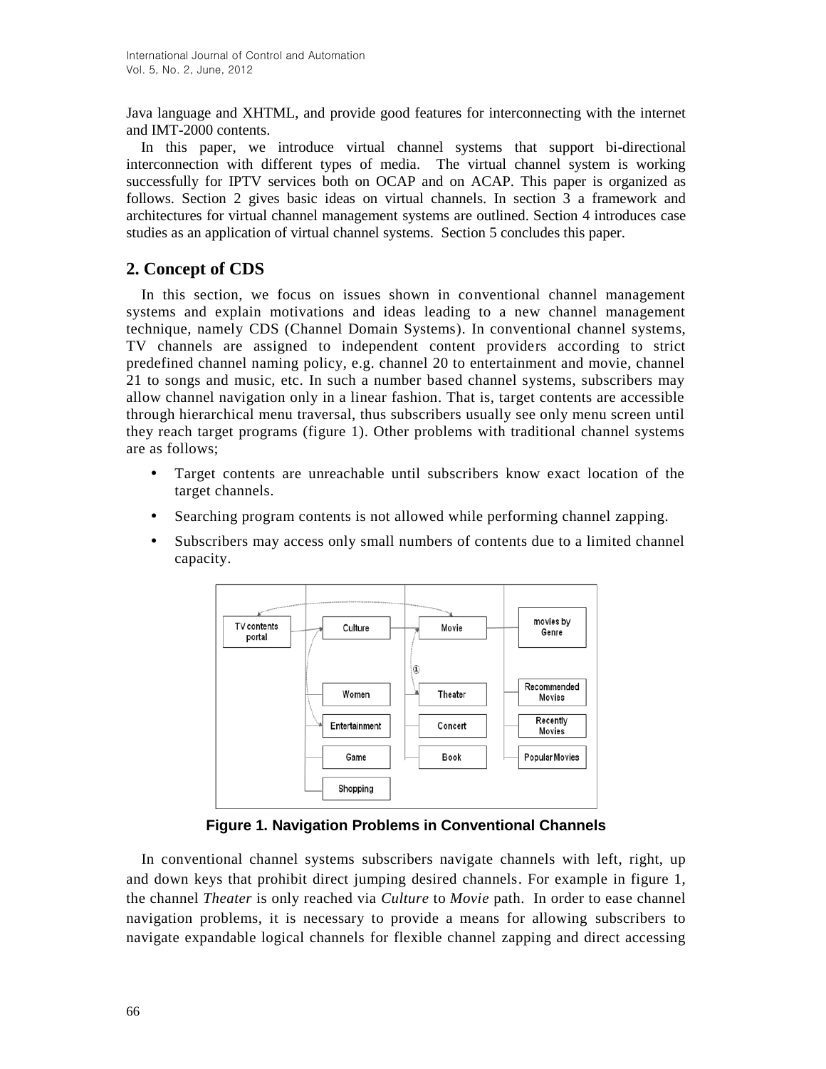Java language and XHTML, and provide good features for interconnecting with the internet and IMT-2000 contents.

In this paper, we introduce virtual channel systems that support bi-directional interconnection with different types of media. The virtual channel system is working successfully for IPTV services both on OCAP and on ACAP. This paper is organized as follows. Section 2 gives basic ideas on virtual channels. In section 3 a framework and architectures for virtual channel management systems are outlined. Section 4 introduces case studies as an application of virtual channel systems. Section 5 concludes this paper.

## 2. Concept of CDS

In this section, we focus on issues shown in conventional channel management systems and explain motivations and ideas leading to a new channel management technique, namely CDS (Channel Domain Systems). In conventional channel systems, TV channels are assigned to independent content providers according to strict predefined channel naming policy, e.g. channel 20 to entertainment and movie, channel 21 to songs and music, etc. In such a number based channel systems, subscribers may allow channel navigation only in a linear fashion. That is, target contents are accessible through hierarchical menu traversal, thus subscribers usually see only menu screen until they reach target programs (figure 1). Other problems with traditional channel systems are as follows;

- Target contents are unreachable until subscribers know exact location of the target channels.
- Searching program contents is not allowed while performing channel zapping.
- Subscribers may access only small numbers of contents due to a limited channel capacity.

**Figure 1. Navigation Problems in Conventional Channels**

In conventional channel systems subscribers navigate channels with left, right, up and down keys that prohibit direct jumping desired channels. For example in figure 1, the channel *Theater* is only reached via *Culture* to *Movie* path. In order to ease channel navigation problems, it is necessary to provide a means for allowing subscribers to navigate expandable logical channels for flexible channel zapping and direct accessing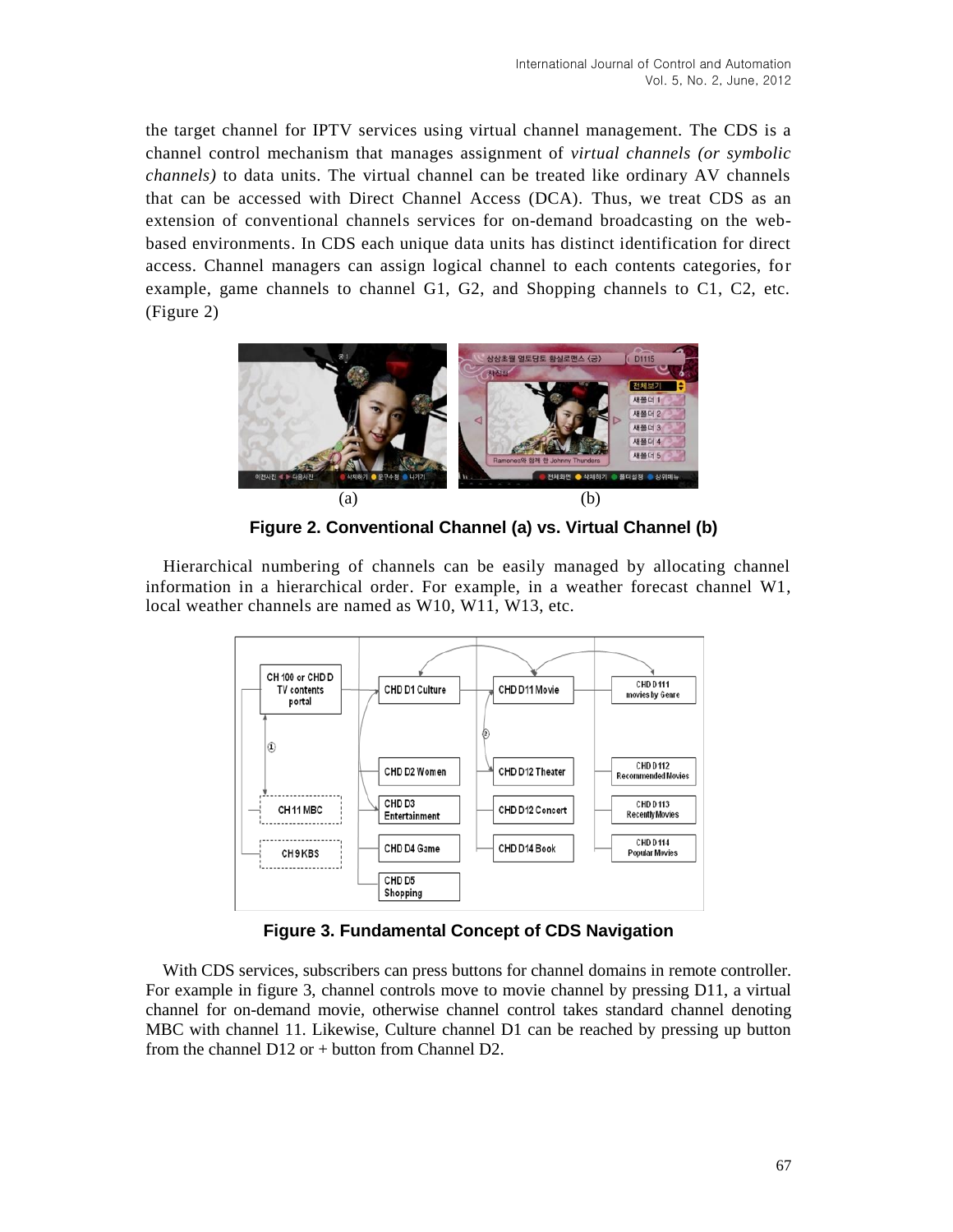the target channel for IPTV services using virtual channel management. The CDS is a channel control mechanism that manages assignment of *virtual channels (or symbolic channels)* to data units. The virtual channel can be treated like ordinary AV channels that can be accessed with Direct Channel Access (DCA). Thus, we treat CDS as an extension of conventional channels services for on-demand broadcasting on the web-based environments. In CDS each unique data units has distinct identification for direct access. Channel managers can assign logical channel to each contents categories, for example, game channels to channel G1, G2, and Shopping channels to C1, C2, etc. (Figure 2)

(a) (b)

**Figure 2. Conventional Channel (a) vs. Virtual Channel (b)**

Hierarchical numbering of channels can be easily managed by allocating channel information in a hierarchical order. For example, in a weather forecast channel W1, local weather channels are named as W10, W11, W13, etc.

**Figure 3. Fundamental Concept of CDS Navigation**

With CDS services, subscribers can press buttons for channel domains in remote controller. For example in figure 3, channel controls move to movie channel by pressing D11, a virtual channel for on-demand movie, otherwise channel control takes standard channel denoting MBC with channel 11. Likewise, Culture channel D1 can be reached by pressing up button from the channel D12 or + button from Channel D2.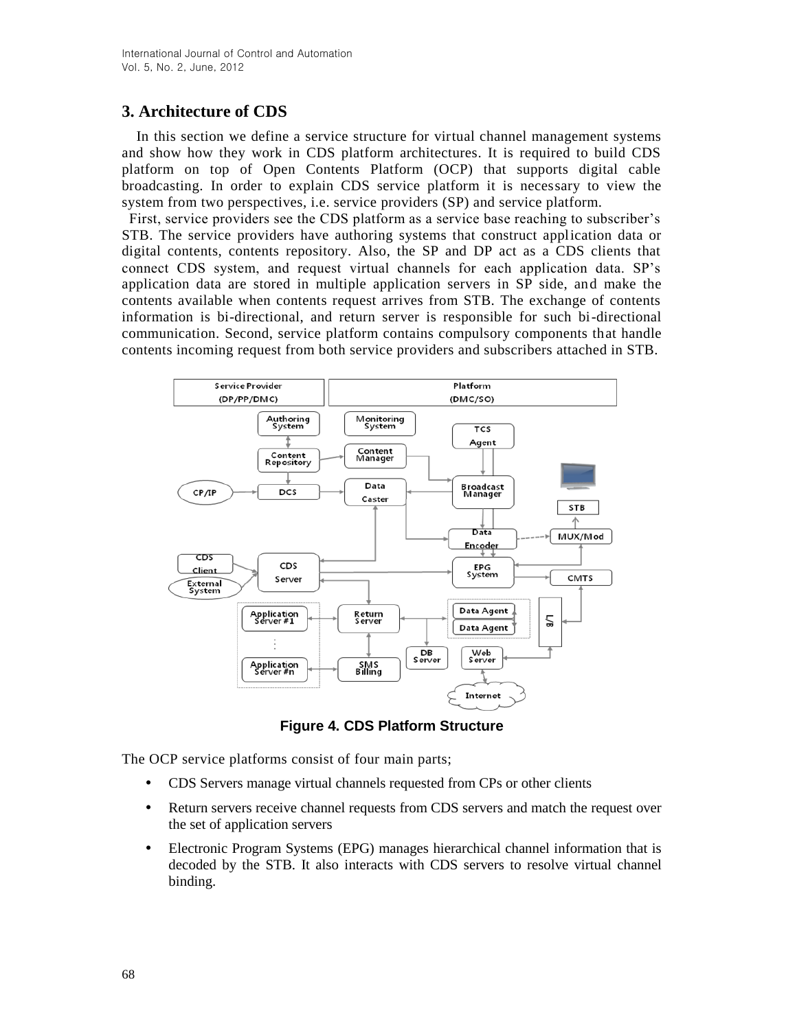## 3. Architecture of CDS

In this section we define a service structure for virtual channel management systems and show how they work in CDS platform architectures. It is required to build CDS platform on top of Open Contents Platform (OCP) that supports digital cable broadcasting. In order to explain CDS service platform it is necessary to view the system from two perspectives, i.e. service providers (SP) and service platform.

First, service providers see the CDS platform as a service base reaching to subscriber's STB. The service providers have authoring systems that construct application data or digital contents, contents repository. Also, the SP and DP act as a CDS clients that connect CDS system, and request virtual channels for each application data. SP's application data are stored in multiple application servers in SP side, and make the contents available when contents request arrives from STB. The exchange of contents information is bi-directional, and return server is responsible for such bi-directional communication. Second, service platform contains compulsory components that handle contents incoming request from both service providers and subscribers attached in STB.

**Figure 4. CDS Platform Structure**

The OCP service platforms consist of four main parts;

- CDS Servers manage virtual channels requested from CPs or other clients
- Return servers receive channel requests from CDS servers and match the request over the set of application servers
- Electronic Program Systems (EPG) manages hierarchical channel information that is decoded by the STB. It also interacts with CDS servers to resolve virtual channel binding.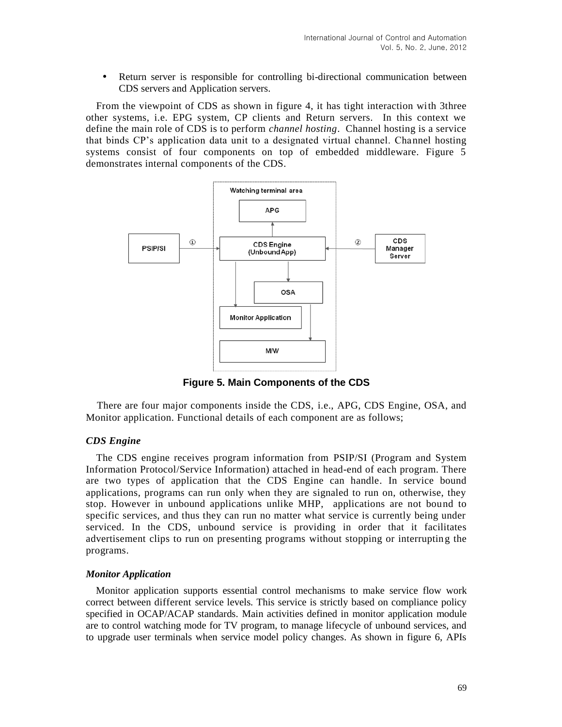- Return server is responsible for controlling bi-directional communication between CDS servers and Application servers.

From the viewpoint of CDS as shown in figure 4, it has tight interaction with 3three other systems, i.e. EPG system, CP clients and Return servers. In this context we define the main role of CDS is to perform *channel hosting*. Channel hosting is a service that binds CP's application data unit to a designated virtual channel. Channel hosting systems consist of four components on top of embedded middleware. Figure 5 demonstrates internal components of the CDS.

**Figure 5. Main Components of the CDS**

There are four major components inside the CDS, i.e., APG, CDS Engine, OSA, and Monitor application. Functional details of each component are as follows;

### *CDS Engine*

The CDS engine receives program information from PSIP/SI (Program and System Information Protocol/Service Information) attached in head-end of each program. There are two types of application that the CDS Engine can handle. In service bound applications, programs can run only when they are signaled to run on, otherwise, they stop. However in unbound applications unlike MHP, applications are not bound to specific services, and thus they can run no matter what service is currently being under serviced. In the CDS, unbound service is providing in order that it facilitates advertisement clips to run on presenting programs without stopping or interrupting the programs.

### *Monitor Application*

Monitor application supports essential control mechanisms to make service flow work correct between different service levels. This service is strictly based on compliance policy specified in OCAP/ACAP standards. Main activities defined in monitor application module are to control watching mode for TV program, to manage lifecycle of unbound services, and to upgrade user terminals when service model policy changes. As shown in figure 6, APIs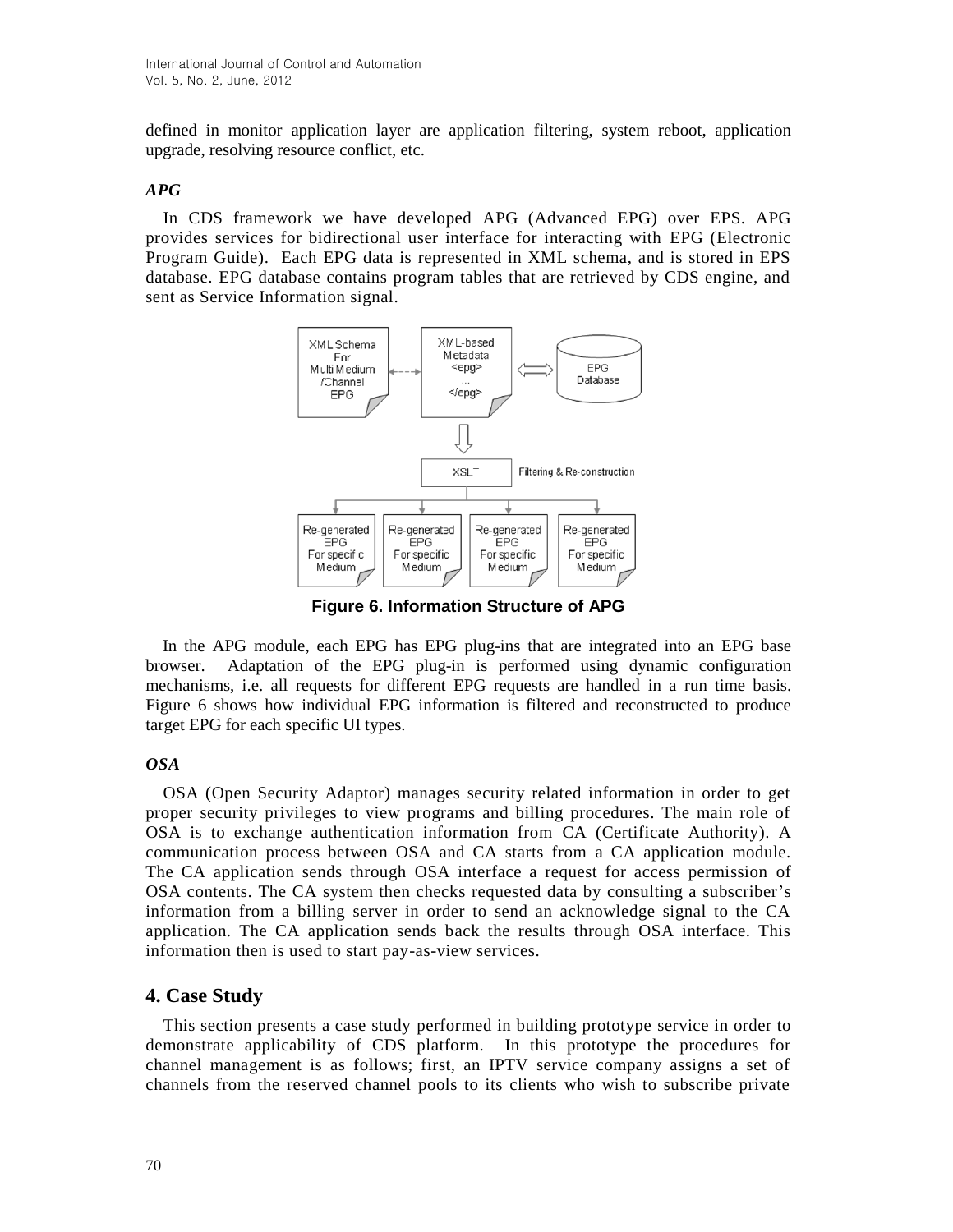defined in monitor application layer are application filtering, system reboot, application upgrade, resolving resource conflict, etc.

### *APG*

In CDS framework we have developed APG (Advanced EPG) over EPS. APG provides services for bidirectional user interface for interacting with EPG (Electronic Program Guide). Each EPG data is represented in XML schema, and is stored in EPS database. EPG database contains program tables that are retrieved by CDS engine, and sent as Service Information signal.

**Figure 6. Information Structure of APG**

In the APG module, each EPG has EPG plug-ins that are integrated into an EPG base browser. Adaptation of the EPG plug-in is performed using dynamic configuration mechanisms, i.e. all requests for different EPG requests are handled in a run time basis. Figure 6 shows how individual EPG information is filtered and reconstructed to produce target EPG for each specific UI types.

### *OSA*

OSA (Open Security Adaptor) manages security related information in order to get proper security privileges to view programs and billing procedures. The main role of OSA is to exchange authentication information from CA (Certificate Authority). A communication process between OSA and CA starts from a CA application module. The CA application sends through OSA interface a request for access permission of OSA contents. The CA system then checks requested data by consulting a subscriber's information from a billing server in order to send an acknowledge signal to the CA application. The CA application sends back the results through OSA interface. This information then is used to start pay-as-view services.

## 4. Case Study

This section presents a case study performed in building prototype service in order to demonstrate applicability of CDS platform. In this prototype the procedures for channel management is as follows; first, an IPTV service company assigns a set of channels from the reserved channel pools to its clients who wish to subscribe private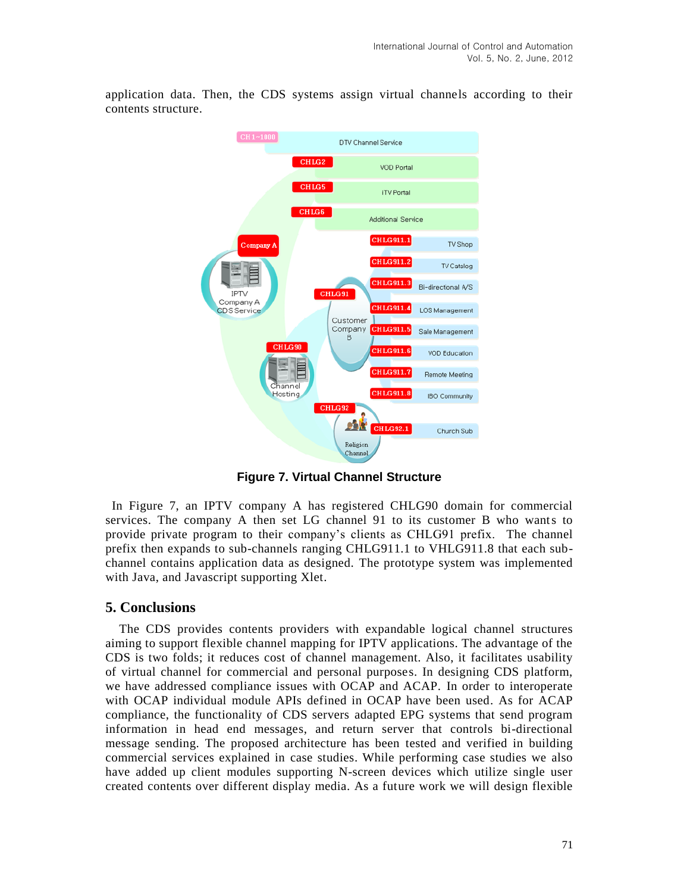application data. Then, the CDS systems assign virtual channels according to their contents structure.

**Figure 7. Virtual Channel Structure**

In Figure 7, an IPTV company A has registered CHLG90 domain for commercial services. The company A then set LG channel 91 to its customer B who wants to provide private program to their company's clients as CHLG91 prefix. The channel prefix then expands to sub-channels ranging CHLG911.1 to VHLG911.8 that each sub-channel contains application data as designed. The prototype system was implemented with Java, and Javascript supporting Xlet.

## 5. Conclusions

The CDS provides contents providers with expandable logical channel structures aiming to support flexible channel mapping for IPTV applications. The advantage of the CDS is two folds; it reduces cost of channel management. Also, it facilitates usability of virtual channel for commercial and personal purposes. In designing CDS platform, we have addressed compliance issues with OCAP and ACAP. In order to interoperate with OCAP individual module APIs defined in OCAP have been used. As for ACAP compliance, the functionality of CDS servers adapted EPG systems that send program information in head end messages, and return server that controls bi-directional message sending. The proposed architecture has been tested and verified in building commercial services explained in case studies. While performing case studies we also have added up client modules supporting N-screen devices which utilize single user created contents over different display media. As a future work we will design flexible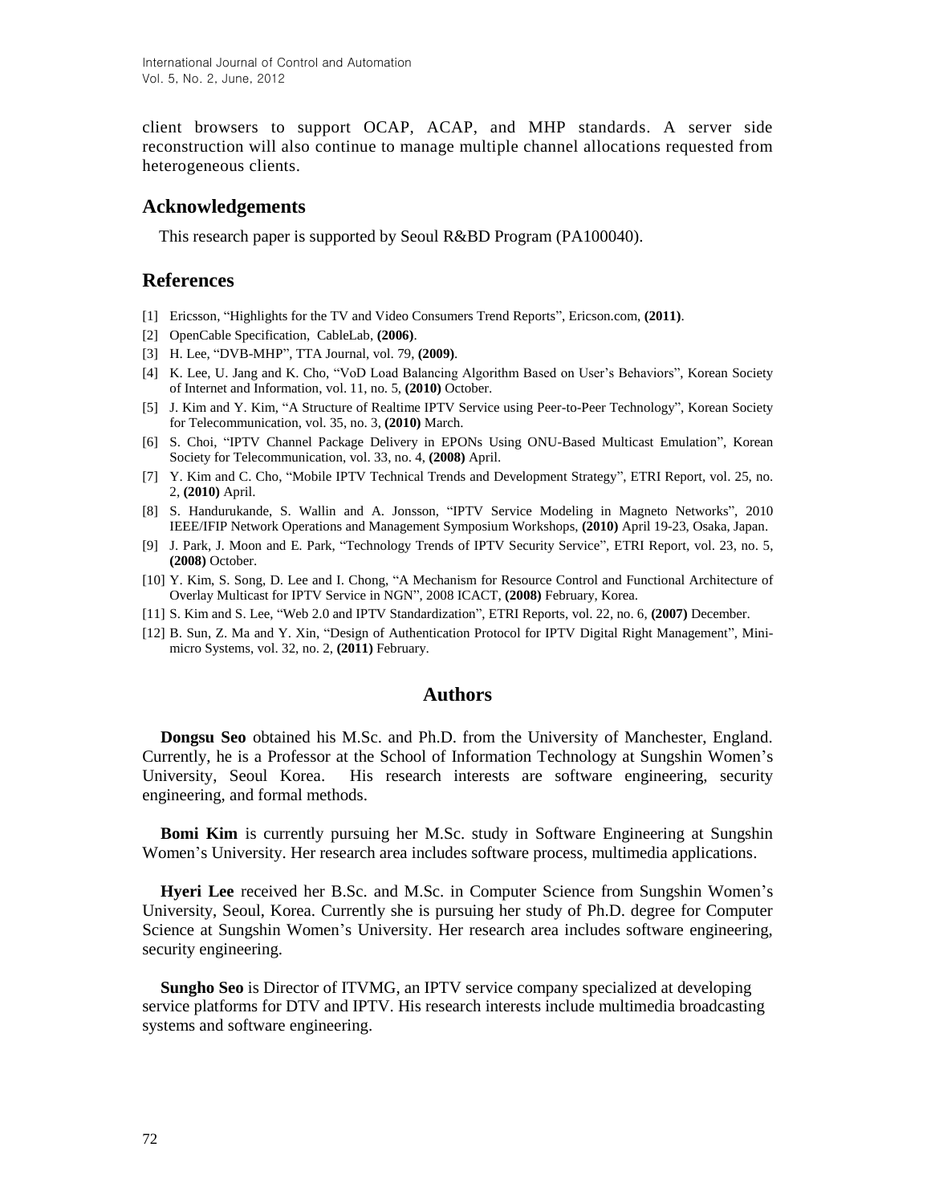client browsers to support OCAP, ACAP, and MHP standards. A server side reconstruction will also continue to manage multiple channel allocations requested from heterogeneous clients.

## Acknowledgements

This research paper is supported by Seoul R&BD Program (PA100040).

## References

[1] Ericsson, "Highlights for the TV and Video Consumers Trend Reports", Ericson.com, **(2011)**.

[2] OpenCable Specification, CableLab, **(2006)**.

[3] H. Lee, "DVB-MHP", TTA Journal, vol. 79, **(2009)**.

[4] K. Lee, U. Jang and K. Cho, "VoD Load Balancing Algorithm Based on User's Behaviors", Korean Society of Internet and Information, vol. 11, no. 5, **(2010)** October.

[5] J. Kim and Y. Kim, "A Structure of Realtime IPTV Service using Peer-to-Peer Technology", Korean Society for Telecommunication, vol. 35, no. 3, **(2010)** March.

[6] S. Choi, "IPTV Channel Package Delivery in EPONs Using ONU-Based Multicast Emulation", Korean Society for Telecommunication, vol. 33, no. 4, **(2008)** April.

[7] Y. Kim and C. Cho, "Mobile IPTV Technical Trends and Development Strategy", ETRI Report, vol. 25, no. 2, **(2010)** April.

[8] S. Handurukande, S. Wallin and A. Jonsson, "IPTV Service Modeling in Magneto Networks", 2010 IEEE/IFIP Network Operations and Management Symposium Workshops, **(2010)** April 19-23, Osaka, Japan.

[9] J. Park, J. Moon and E. Park, "Technology Trends of IPTV Security Service", ETRI Report, vol. 23, no. 5, **(2008)** October.

[10] Y. Kim, S. Song, D. Lee and I. Chong, "A Mechanism for Resource Control and Functional Architecture of Overlay Multicast for IPTV Service in NGN", 2008 ICACT, **(2008)** February, Korea.

[11] S. Kim and S. Lee, "Web 2.0 and IPTV Standardization", ETRI Reports, vol. 22, no. 6, **(2007)** December.

[12] B. Sun, Z. Ma and Y. Xin, "Design of Authentication Protocol for IPTV Digital Right Management", Mini-micro Systems, vol. 32, no. 2, **(2011)** February.

## Authors

**Dongsu Seo** obtained his M.Sc. and Ph.D. from the University of Manchester, England. Currently, he is a Professor at the School of Information Technology at Sungshin Women's University, Seoul Korea. His research interests are software engineering, security engineering, and formal methods.

**Bomi Kim** is currently pursuing her M.Sc. study in Software Engineering at Sungshin Women's University. Her research area includes software process, multimedia applications.

**Hyeri Lee** received her B.Sc. and M.Sc. in Computer Science from Sungshin Women's University, Seoul, Korea. Currently she is pursuing her study of Ph.D. degree for Computer Science at Sungshin Women's University. Her research area includes software engineering, security engineering.

**Sungho Seo** is Director of ITVMG, an IPTV service company specialized at developing service platforms for DTV and IPTV. His research interests include multimedia broadcasting systems and software engineering.